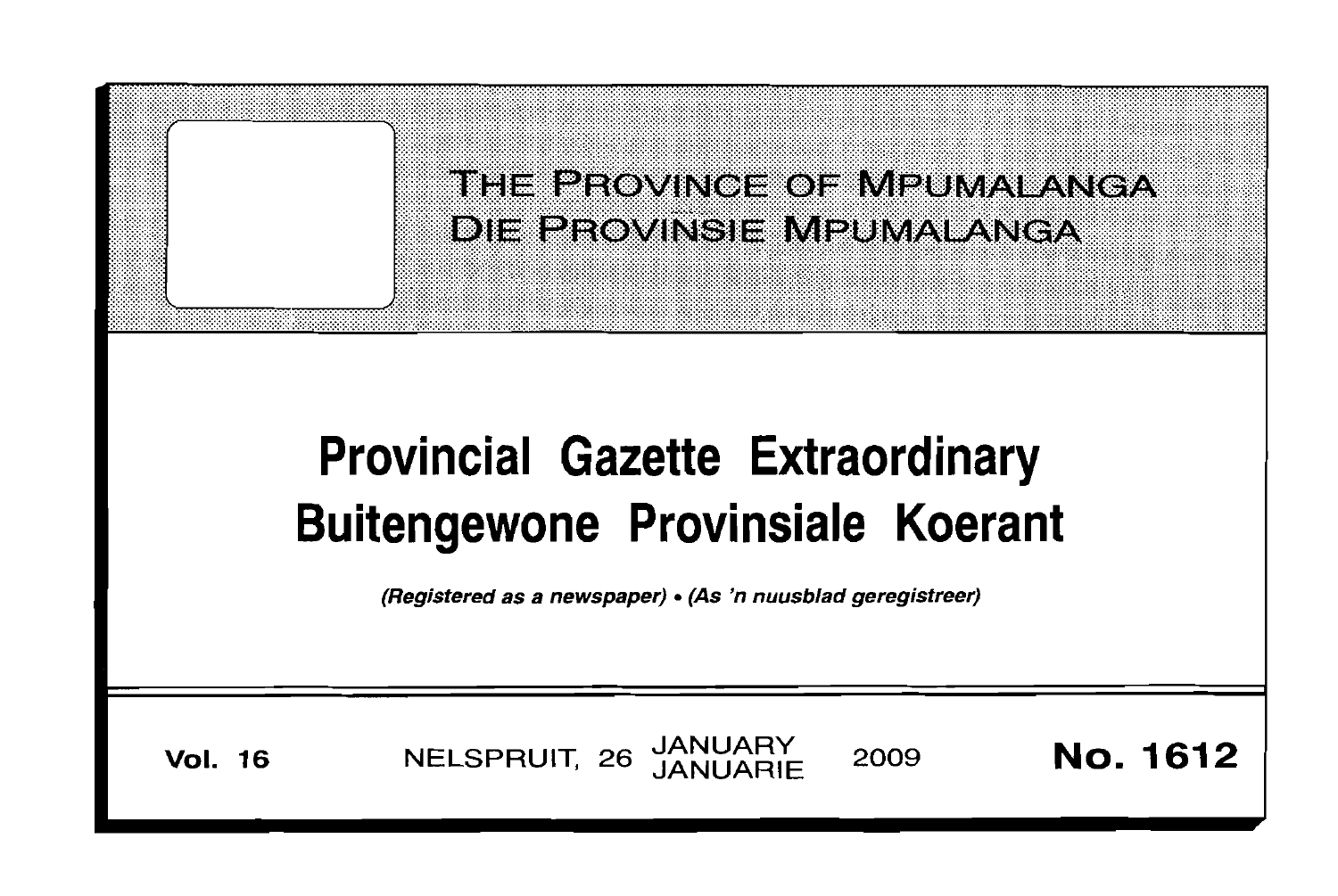THE PROVINCE OF MPUMALANGA
DIE PROVINSIE MPUMALANGA

# Provincial Gazette Extraordinary
# Buitengewone Provinsiale Koerant

*(Registered as a newspaper) • (As 'n nuusblad geregistreer)*

**Vol. 16** NELSPRUIT, 26 JANUARY / JANUARIE 2009 **No. 1612**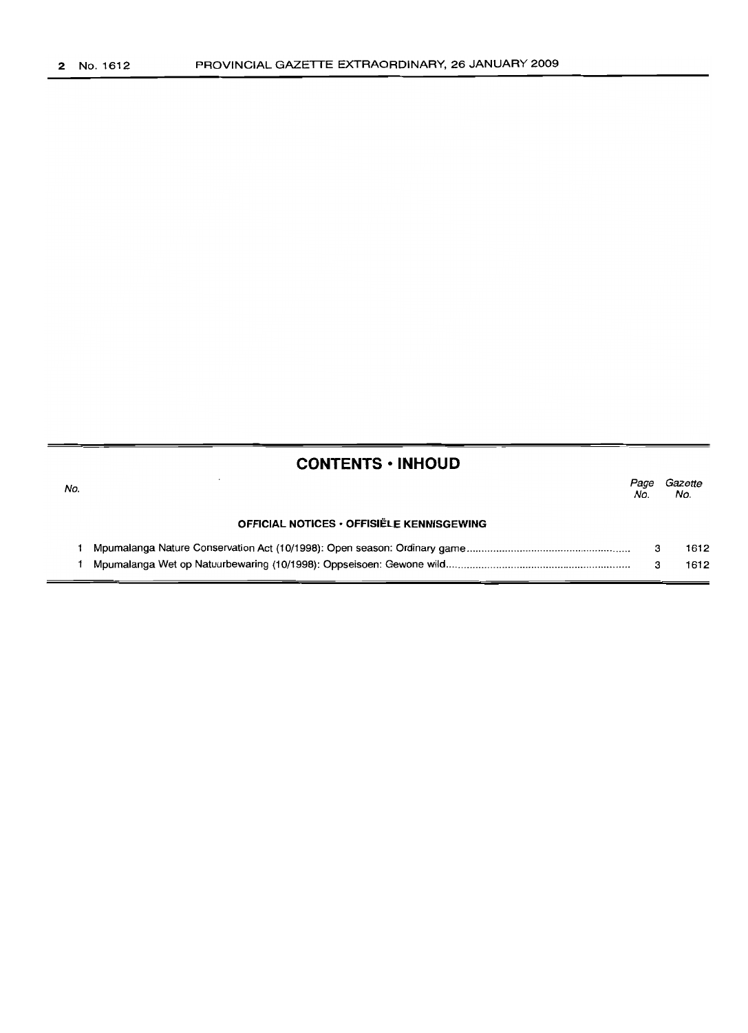## CONTENTS • INHOUD

| No. | | Page No. | Gazette No. |
|---|---|---|---|
| | **OFFICIAL NOTICES • OFFISIËLE KENNISGEWING** | | |
| 1 | Mpumalanga Nature Conservation Act (10/1998): Open season: Ordinary game | 3 | 1612 |
| 1 | Mpumalanga Wet op Natuurbewaring (10/1998): Oppseisoen: Gewone wild | 3 | 1612 |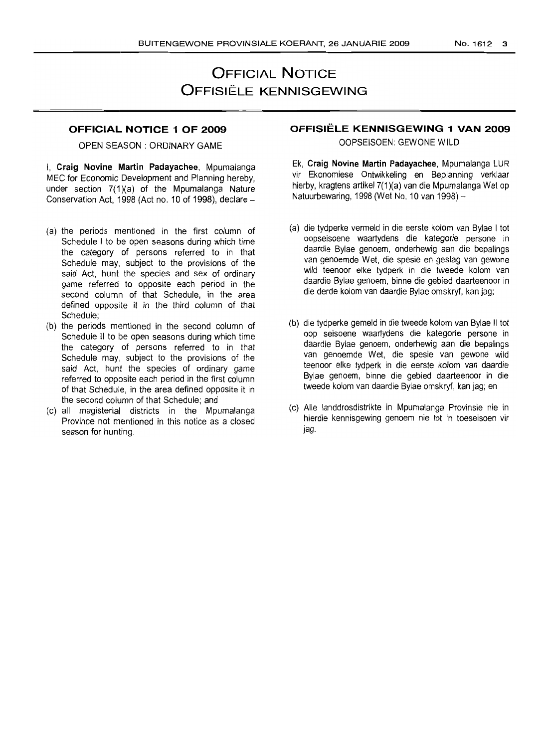# OFFICIAL NOTICE
# OFFISIËLE KENNISGEWING

## OFFICIAL NOTICE 1 OF 2009

OPEN SEASON : ORDINARY GAME

I, **Craig Novine Martin Padayachee**, Mpumalanga MEC for Economic Development and Planning hereby, under section 7(1)(a) of the Mpumalanga Nature Conservation Act, 1998 (Act no. 10 of 1998), declare –

(a) the periods mentioned in the first column of Schedule I to be open seasons during which time the category of persons referred to in that Schedule may, subject to the provisions of the said Act, hunt the species and sex of ordinary game referred to opposite each period in the second column of that Schedule, in the area defined opposite it in the third column of that Schedule;

(b) the periods mentioned in the second column of Schedule II to be open seasons during which time the category of persons referred to in that Schedule may, subject to the provisions of the said Act, hunt the species of ordinary game referred to opposite each period in the first column of that Schedule, in the area defined opposite it in the second column of that Schedule; and

(c) all magisterial districts in the Mpumalanga Province not mentioned in this notice as a closed season for hunting.

## OFFISIËLE KENNISGEWING 1 VAN 2009

OOPSEISOEN: GEWONE WILD

Ek, **Craig Novine Martin Padayachee**, Mpumalanga LUR vir Ekonomiese Ontwikkeling en Beplanning verklaar hierby, kragtens artikel 7(1)(a) van die Mpumalanga Wet op Natuurbewaring, 1998 (Wet No. 10 van 1998) –

(a) die tydperke vermeld in die eerste kolom van Bylae I tot oopseisoene waartydens die kategorie persone in daardie Bylae genoem, onderhewig aan die bepalings van genoemde Wet, die spesie en geslag van gewone wild teenoor elke tydperk in die tweede kolom van daardie Bylae genoem, binne die gebied daarteenoor in die derde kolom van daardie Bylae omskryf, kan jag;

(b) die tydperke gemeld in die tweede kolom van Bylae II tot oop seisoene waartydens die kategorie persone in daardie Bylae genoem, onderhewig aan die bepalings van genoemde Wet, die spesie van gewone wild teenoor elke tydperk in die eerste kolom van daardie Bylae genoem, binne die gebied daarteenoor in die tweede kolom van daardie Bylae omskryf, kan jag; en

(c) Alle landdrosdistrikte in Mpumalanga Provinsie nie in hierdie kennisgewing genoem nie tot 'n toeseisoen vir jag.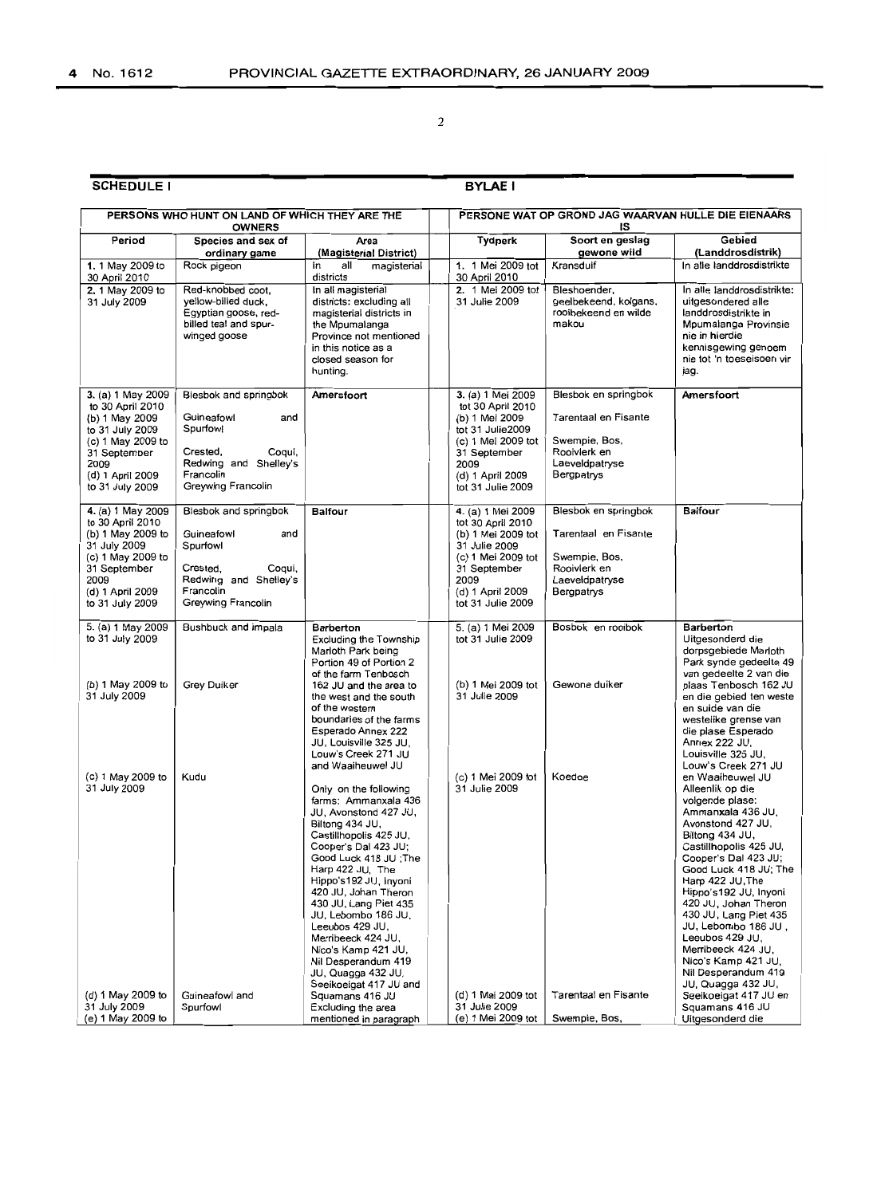## SCHEDULE I

## BYLAE I

| PERSONS WHO HUNT ON LAND OF WHICH THEY ARE THE OWNERS | | | PERSONE WAT OP GROND JAG WAARVAN HULLE DIE EIENAARS IS | | |
|---|---|---|---|---|---|
| **Period** | **Species and sex of ordinary game** | **Area (Magisterial District)** | **Tydperk** | **Soort en geslag gewone wild** | **Gebied (Landdrosdistrik)** |
| **1.** 1 May 2009 to 30 April 2010 | Rock pigeon | In all magisterial districts | **1.** 1 Mei 2009 tot 30 April 2010 | Kransduif | In alle landdrosdistrikte |
| **2.** 1 May 2009 to 31 July 2009 | Red-knobbed coot, yellow-billed duck, Egyptian goose, red-billed teal and spur-winged goose | In all magisterial districts: excluding all magisterial districts in the Mpumalanga Province not mentioned in this notice as a closed season for hunting. | **2.** 1 Mei 2009 tot 31 Julie 2009 | Bleshoender, geelbekeend, kolgans, rooibekeend en wilde makou | In alle landdrosdistrikte: uitgesonderd alle landdrosdistrikte in Mpumalanga Provinsie nie in hierdie kennisgewing genoem nie tot 'n toeseisoen vir jag. |
| **3.** (a) 1 May 2009 to 30 April 2010<br>(b) 1 May 2009 to 31 July 2009<br>(c) 1 May 2009 to 31 September 2009<br>(d) 1 April 2009 to 31 July 2009 | Blesbok and springbok<br><br>Guineafowl and Spurfowl<br><br>Crested, Coqui, Redwing and Shelley's Francolin<br>Greywing Francolin | **Amersfoort** | **3.** (a) 1 Mei 2009 tot 30 April 2010<br>(b) 1 Mei 2009 tot 31 Julie2009<br>(c) 1 Mei 2009 tot 31 September 2009<br>(d) 1 April 2009 tot 31 Julie 2009 | Blesbok en springbok<br><br>Tarentaal en Fisante<br><br>Swempie, Bos, Rooivlerk en Laeveldpatryse<br>Bergpatrys | **Amersfoort** |
| **4.** (a) 1 May 2009 to 30 April 2010<br>(b) 1 May 2009 to 31 July 2009<br>(c) 1 May 2009 to 31 September 2009<br>(d) 1 April 2009 to 31 July 2009 | Blesbok and springbok<br><br>Guineafowl and Spurfowl<br><br>Crested, Coqui, Redwing and Shelley's Francolin<br>Greywing Francolin | **Balfour** | **4.** (a) 1 Mei 2009 tot 30 April 2010<br>(b) 1 Mei 2009 tot 31 Julie 2009<br>(c) 1 Mei 2009 tot 31 September 2009<br>(d) 1 April 2009 tot 31 Julie 2009 | Blesbok en springbok<br><br>Tarentaal en Fisante<br><br>Swempie, Bos, Rooivlerk en Laeveldpatryse<br>Bergpatrys | **Balfour** |
| 5. (a) 1 May 2009 to 31 July 2009<br><br>(b) 1 May 2009 to 31 July 2009<br><br>(c) 1 May 2009 to 31 July 2009<br><br>(d) 1 May 2009 to 31 July 2009<br>(e) 1 May 2009 to | Bushbuck and impala<br><br>Grey Duiker<br><br>Kudu<br><br>Guineafowl and Spurfowl | **Barberton**<br>Excluding the Township Marloth Park being Portion 49 of Portion 2 of the farm Tenbosch 162 JU and the area to the west and the south of the western boundaries of the farms Esperado Annex 222 JU, Louisville 325 JU, Louw's Creek 271 JU and Waaiheuwel JU<br><br>Only on the following farms: Ammanxala 436 JU, Avonstond 427 JU, Biltong 434 JU, Castillhopolis 425 JU, Cooper's Dal 423 JU; Good Luck 418 JU ;The Harp 422 JU, The Hippo's192 JU, Inyoni 420 JU, Johan Theron 430 JU, Lang Piet 435 JU, Lebombo 186 JU, Leeubos 429 JU, Merribeeck 424 JU, Nico's Kamp 421 JU, Nil Desperandum 419 JU, Quagga 432 JU, Seeikoeigat 417 JU and Squamans 416 JU<br>Excluding the area mentioned in paragraph | 5. (a) 1 Mei 2009 tot 31 Julie 2009<br><br>(b) 1 Mei 2009 tot 31 Julie 2009<br><br>(c) 1 Mei 2009 tot 31 Julie 2009<br><br>(d) 1 Mei 2009 tot 31 Julie 2009<br>(e) 1 Mei 2009 tot | Bosbok en rooibok<br><br>Gewone duiker<br><br>Koedoe<br><br>Tarentaal en Fisante<br><br>Swempie, Bos, | **Barberton**<br>Uitgesonderd die dorpsgebiede Marloth Park synde gedeelte 49 van gedeelte 2 van die plaas Tenbosch 162 JU en die gebied ten weste en suide van die westelike grense van die plase Esperado Annex 222 JU, Louisville 325 JU, Louw's Creek 271 JU en Waaiheuwel JU<br>Alleenlik op die volgende plase: Ammanxala 436 JU, Avonstond 427 JU, Biltong 434 JU, Castillhopolis 425 JU, Cooper's Dal 423 JU; Good Luck 418 JU; The Harp 422 JU,The Hippo's192 JU, Inyoni 420 JU, Johan Theron 430 JU, Lang Piet 435 JU, Lebombo 186 JU , Leeubos 429 JU, Merribeeck 424 JU, Nico's Kamp 421 JU, Nil Desperandum 419 JU, Quagga 432 JU, Seeikoeigat 417 JU en Squamans 416 JU<br>Uitgesonderd die |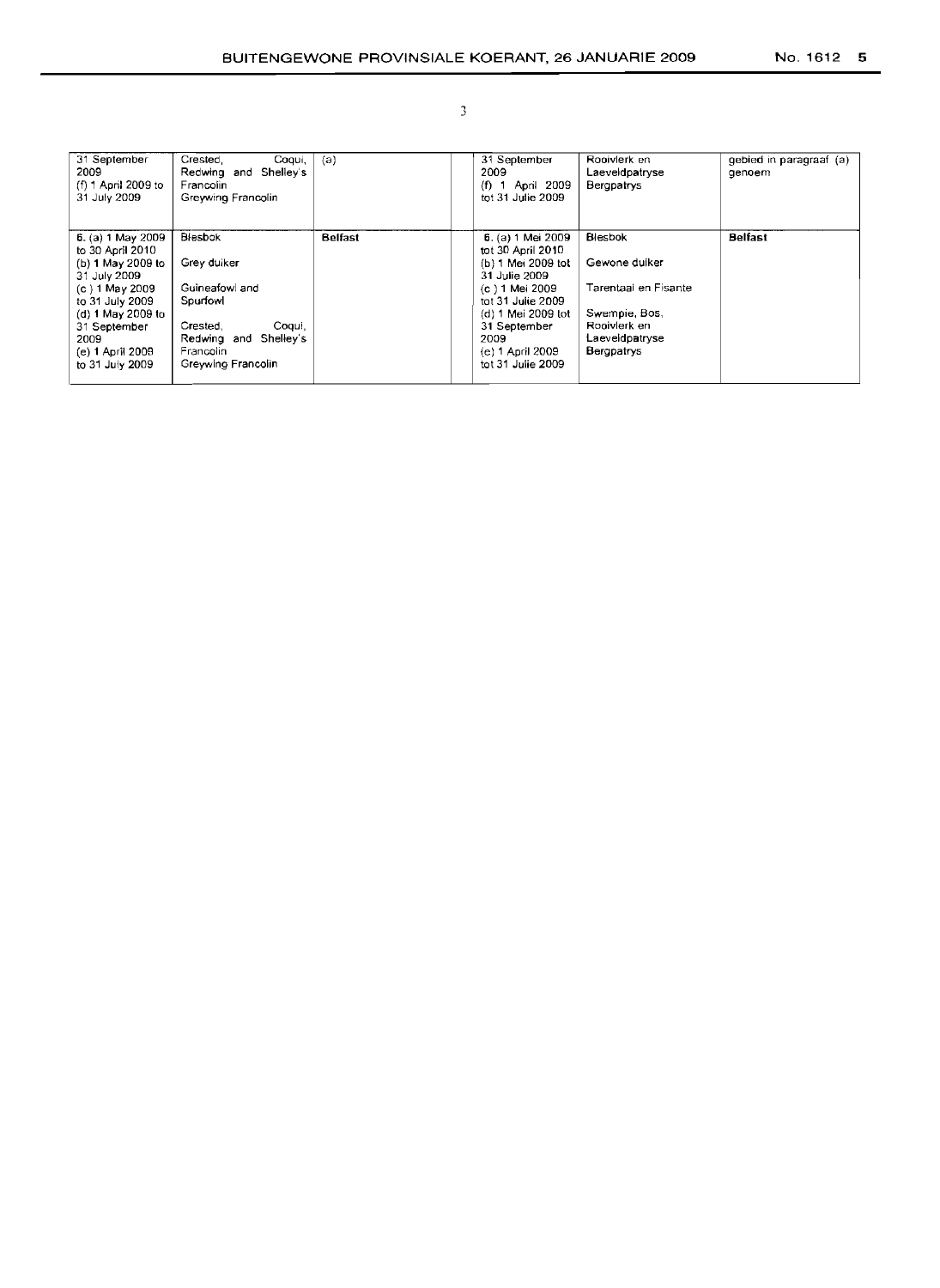| | | | | | |
|---|---|---|---|---|---|
| 31 September 2009<br>(f) 1 April 2009 to 31 July 2009 | Crested, Coqui, Redwing and Shelley's Francolin<br>Greywing Francolin | (a) | 31 September 2009<br>(f) 1 April 2009 tot 31 Julie 2009 | Rooivlerk en Laeveldpatryse<br>Bergpatrys | gebied in paragraaf (a) genoem |
| 6. (a) 1 May 2009 to 30 April 2010<br>(b) 1 May 2009 to 31 July 2009<br>(c) 1 May 2009 to 31 July 2009<br>(d) 1 May 2009 to 31 September 2009<br>(e) 1 April 2009 to 31 July 2009 | Blesbok<br><br>Grey duiker<br><br>Guineafowl and Spurfowl<br><br>Crested, Coqui, Redwing and Shelley's Francolin<br>Greywing Francolin | **Belfast** | 6. (a) 1 Mei 2009 tot 30 April 2010<br>(b) 1 Mei 2009 tot 31 Julie 2009<br>(c) 1 Mei 2009 tot 31 Julie 2009<br>(d) 1 Mei 2009 tot 31 September 2009<br>(e) 1 April 2009 tot 31 Julie 2009 | Blesbok<br><br>Gewone duiker<br><br>Tarentaal en Fisante<br><br>Swempie, Bos, Rooivlerk en Laeveldpatryse<br>Bergpatrys | **Belfast** |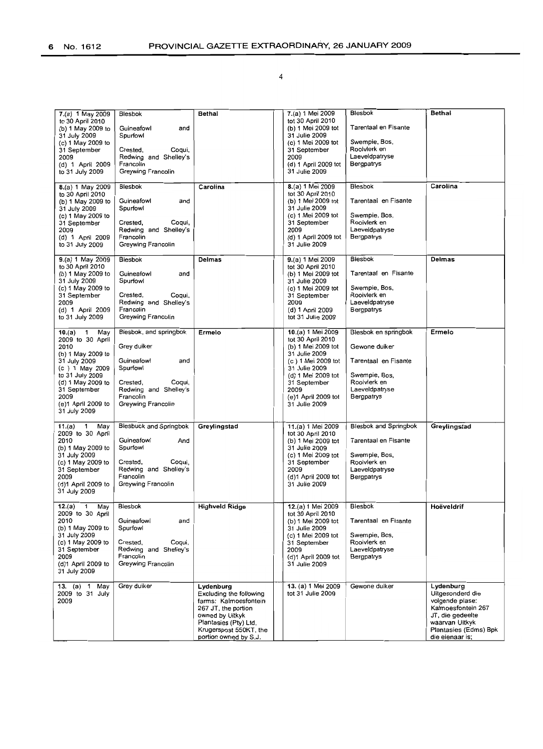| | | | | | |
|---|---|---|---|---|---|
| **7.**(a) 1 May 2009 to 30 April 2010<br>(b) 1 May 2009 to 31 July 2009<br>(c) 1 May 2009 to 31 September 2009<br>(d) 1 April 2009 to 31 July 2009 | Blesbok<br><br>Guineafowl and Spurfowl<br><br>Crested, Coqui, Redwing and Shelley's Francolin<br>Greywing Francolin | **Bethal** | **7.**(a) 1 Mei 2009 tot 30 April 2010<br>(b) 1 Mei 2009 tot 31 Julie 2009<br>(c) 1 Mei 2009 tot 31 September 2009<br>(d) 1 April 2009 tot 31 Julie 2009 | Blesbok<br><br>Tarentaal en Fisante<br><br>Swempie, Bos, Rooivlerk en Laeveldpatryse<br>Bergpatrys | **Bethal** |
| **8.**(a) 1 May 2009 to 30 April 2010<br>(b) 1 May 2009 to 31 July 2009<br>(c) 1 May 2009 to 31 September 2009<br>(d) 1 April 2009 to 31 July 2009 | Blesbok<br><br>Guineafowl and Spurfowl<br><br>Crested, Coqui, Redwing and Shelley's Francolin<br>Greywing Francolin | **Carolina** | **8.**(a) 1 Mei 2009 tot 30 April 2010<br>(b) 1 Mei 2009 tot 31 Julie 2009<br>(c) 1 Mei 2009 tot 31 September 2009<br>(d) 1 April 2009 tot 31 Julie 2009 | Blesbok<br><br>Tarentaal en Fisante<br><br>Swempie, Bos, Rooivlerk en Laeveldpatryse<br>Bergpatrys | **Carolina** |
| **9.**(a) 1 May 2009 to 30 April 2010<br>(b) 1 May 2009 to 31 July 2009<br>(c) 1 May 2009 to 31 September 2009<br>(d) 1 April 2009 to 31 July 2009 | Blesbok<br><br>Guineafowl and Spurfowl<br><br>Crested, Coqui, Redwing and Shelley's Francolin<br>Greywing Francolin | **Delmas** | **9.**(a) 1 Mei 2009 tot 30 April 2010<br>(b) 1 Mei 2009 tot 31 Julie 2009<br>(c) 1 Mei 2009 tot 31 September 2009<br>(d) 1 April 2009 tot 31 Julie 2009 | Blesbok<br><br>Tarentaal en Fisante<br><br>Swempie, Bos, Rooivlerk en Laeveldpatryse<br>Bergpatrys | **Delmas** |
| **10.**(a) 1 May 2009 to 30 April 2010<br>(b) 1 May 2009 to 31 July 2009<br>(c ) 1 May 2009 to 31 July 2009<br>(d) 1 May 2009 to 31 September 2009<br>(e)1 April 2009 to 31 July 2009 | Blesbok, and springbok<br><br>Grey duiker<br><br>Guineafowl and Spurfowl<br><br>Crested, Coqui, Redwing and Shelley's Francolin<br>Greywing Francolin | **Ermelo** | **10.**(a) 1 Mei 2009 tot 30 April 2010<br>(b) 1 Mei 2009 tot 31 Julie 2009<br>(c ) 1 Mei 2009 tot 31 Julie 2009<br>(d) 1 Mei 2009 tot 31 September 2009<br>(e)1 April 2009 tot 31 Julie 2009 | Blesbok en springbok<br><br>Gewone duiker<br><br>Tarentaal en Fisante<br><br>Swempie, Bos, Rooivlerk en Laeveldpatryse<br>Bergpatrys | **Ermelo** |
| **11.**(a) 1 May 2009 to 30 April 2010<br>(b) 1 May 2009 to 31 July 2009<br>(c) 1 May 2009 to 31 September 2009<br>(d)1 April 2009 to 31 July 2009 | Blesbuck and Springbok<br><br>Guineafowl And Spurfowl<br><br>Crested, Coqui, Redwing and Shelley's Francolin<br>Greywing Francolin | **Greylingstad** | 11.(a) 1 Mei 2009 tot 30 April 2010<br>(b) 1 Mei 2009 tot 31 Julie 2009<br>(c) 1 Mei 2009 tot 31 September 2009<br>(d)1 April 2009 tot 31 Julie 2009 | Blesbok and Springbok<br><br>Tarentaal en Fisante<br><br>Swempie, Bos, Rooivlerk en Laeveldpatryse<br>Bergpatrys | **Greylingstad** |
| **12.**(a) 1 May 2009 to 30 April 2010<br>(b) 1 May 2009 to 31 July 2009<br>(c) 1 May 2009 to 31 September 2009<br>(d)1 April 2009 to 31 July 2009 | Blesbok<br><br>Guineafowl and Spurfowl<br><br>Crested, Coqui, Redwing and Shelley's Francolin<br>Greywing Francolin | **Highveld Ridge** | **12.**(a) 1 Mei 2009 tot 30 April 2010<br>(b) 1 Mei 2009 tot 31 Julie 2009<br>(c) 1 Mei 2009 tot 31 September 2009<br>(d)1 April 2009 tot 31 Julie 2009 | Blesbok<br><br>Tarentaal en Fisante<br><br>Swempie, Bos, Rooivlerk en Laeveldpatryse<br>Bergpatrys | **Hoëveldrif** |
| **13.** (a) 1 May 2009 to 31 July 2009 | Grey duiker | **Lydenburg**<br>Excluding the following farms: Kalmoesfontein 267 JT, the portion owned by Uitkyk Plantasies (Pty) Ltd, Krugerspost 550KT, the portion owned by S.J. | **13.** (a) 1 Mei 2009 tot 31 Julie 2009 | Gewone duiker | **Lydenburg**<br>Uitgesonderd die volgende plase: Kalmoesfontein 267 JT, die gedeelte waarvan Uitkyk Plantasies (Edms) Bpk die eienaar is; |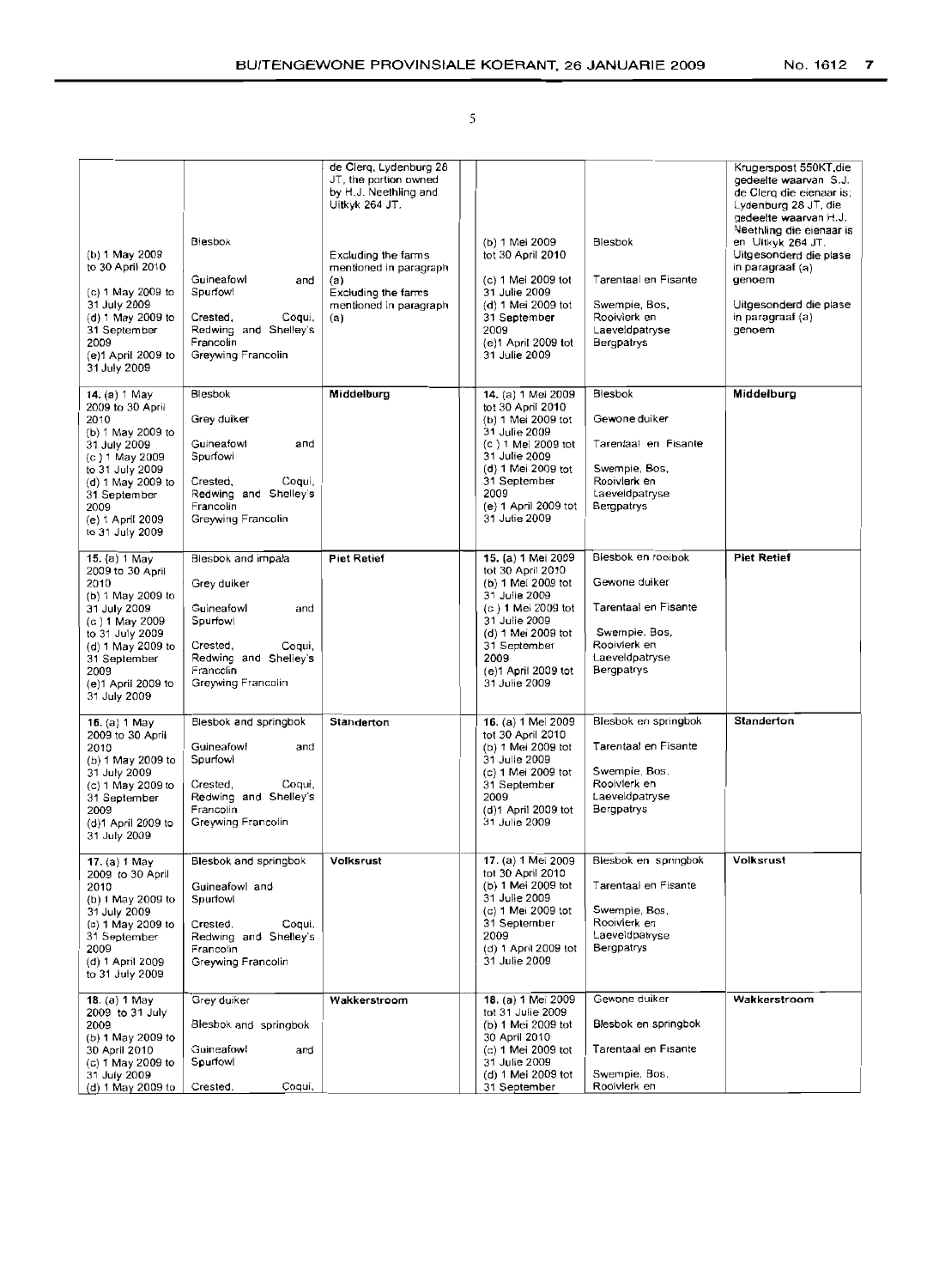| | | | | | |
|---|---|---|---|---|---|
| (b) 1 May 2009 to 30 April 2010<br><br>(c) 1 May 2009 to 31 July 2009<br>(d) 1 May 2009 to 31 September 2009<br>(e)1 April 2009 to 31 July 2009 | Blesbok<br><br>Guineafowl and Spurfowl<br><br>Crested, Coqui, Redwing and Shelley's Francolin<br>Greywing Francolin | de Clerq, Lydenburg 26 JT, the portion owned by H.J. Neethling and Uitkyk 264 JT.<br><br>Excluding the farms mentioned in paragraph (a)<br>Excluding the farms mentioned in paragraph (a) | (b) 1 Mei 2009 tot 30 April 2010<br><br>(c) 1 Mei 2009 tot 31 Julie 2009<br>(d) 1 Mei 2009 tot 31 September 2009<br>(e)1 April 2009 tot 31 Julie 2009 | Blesbok<br><br>Tarentaal en Fisante<br><br>Swempie, Bos, Rooivlerk en Laeveldpatryse<br>Bergpatrys | Krugerspost 550KT,die gedeelte waarvan S.J. de Clerq die eienaar is; Lydenburg 28 JT, die gedeelte waarvan H.J. Neethling die eienaar is en Uitkyk 264 JT.<br>Uitgesonderd die plase in paragraaf (a) genoem<br><br>Uitgesonderd die plase in paragraaf (a) genoem |
| **14.** (a) 1 May 2009 to 30 April 2010<br>(b) 1 May 2009 to 31 July 2009<br>(c ) 1 May 2009 to 31 July 2009<br>(d) 1 May 2009 to 31 September 2009<br>(e) 1 April 2009 to 31 July 2009 | Blesbok<br><br>Grey duiker<br><br>Guineafowl and Spurfowl<br><br>Crested, Coqui, Redwing and Shelley's Francolin<br>Greywing Francolin | **Middelburg** | **14.** (a) 1 Mei 2009 tot 30 April 2010<br>(b) 1 Mei 2009 tot 31 Julie 2009<br>(c ) 1 Mei 2009 tot 31 Julie 2009<br>(d) 1 Mei 2009 tot 31 September 2009<br>(e) 1 April 2009 tot 31 Julie 2009 | Blesbok<br><br>Gewone duiker<br><br>Tarentaal en Fisante<br><br>Swempie, Bos, Rooivlerk en Laeveldpatryse<br>Bergpatrys | **Middelburg** |
| **15.** (a) 1 May 2009 to 30 April 2010<br>(b) 1 May 2009 to 31 July 2009<br>(c ) 1 May 2009 to 31 July 2009<br>(d) 1 May 2009 to 31 September 2009<br>(e)1 April 2009 to 31 July 2009 | Blesbok and impala<br><br>Grey duiker<br><br>Guineafowl and Spurfowl<br><br>Crested, Coqui, Redwing and Shelley's Francolin<br>Greywing Francolin | **Piet Retief** | **15.** (a) 1 Mei 2009 tot 30 April 2010<br>(b) 1 Mei 2009 tot 31 Julie 2009<br>(c ) 1 Mei 2009 tot 31 Julie 2009<br>(d) 1 Mei 2009 tot 31 September 2009<br>(e)1 April 2009 tot 31 Julie 2009 | Blesbok en rooibok<br><br>Gewone duiker<br><br>Tarentaal en Fisante<br><br>Swempie, Bos, Rooivlerk en Laeveldpatryse<br>Bergpatrys | **Piet Retief** |
| **16.** (a) 1 May 2009 to 30 April 2010<br>(b) 1 May 2009 to 31 July 2009<br>(c) 1 May 2009 to 31 September 2009<br>(d)1 April 2009 to 31 July 2009 | Blesbok and springbok<br><br>Guineafowl and Spurfowl<br><br>Crested, Coqui, Redwing and Shelley's Francolin<br>Greywing Francolin | **Standerton** | **16.** (a) 1 Mei 2009 tot 30 April 2010<br>(b) 1 Mei 2009 tot 31 Julie 2009<br>(c) 1 Mei 2009 tot 31 September 2009<br>(d)1 April 2009 tot 31 Julie 2009 | Blesbok en springbok<br><br>Tarentaal en Fisante<br><br>Swempie, Bos, Rooivlerk en Laeveldpatryse<br>Bergpatrys | **Standerton** |
| **17.** (a) 1 May 2009 to 30 April 2010<br>(b) 1 May 2009 to 31 July 2009<br>(c) 1 May 2009 to 31 September 2009<br>(d) 1 April 2009 to 31 July 2009 | Blesbok and springbok<br><br>Guineafowl and Spurfowl<br><br>Crested, Coqui, Redwing and Shelley's Francolin<br>Greywing Francolin | **Volksrust** | **17.** (a) 1 Mei 2009 tot 30 April 2010<br>(b) 1 Mei 2009 tot 31 Julie 2009<br>(c) 1 Mei 2009 tot 31 September 2009<br>(d) 1 April 2009 tot 31 Julie 2009 | Blesbok en springbok<br><br>Tarentaal en Fisante<br><br>Swempie, Bos, Rooivlerk en Laeveldpatryse<br>Bergpatrys | **Volksrust** |
| **18.** (a) 1 May 2009 to 31 July 2009<br>(b) 1 May 2009 to 30 April 2010<br>(c) 1 May 2009 to 31 July 2009<br>(d) 1 May 2009 to | Grey duiker<br><br>Blesbok and springbok<br><br>Guineafowl and Spurfowl<br><br>Crested, Coqui, | **Wakkerstroom** | **18.** (a) 1 Mei 2009 tot 31 Julie 2009<br>(b) 1 Mei 2009 tot 30 April 2010<br>(c) 1 Mei 2009 tot 31 Julie 2009<br>(d) 1 Mei 2009 tot 31 September | Gewone duiker<br><br>Blesbok en springbok<br><br>Tarentaal en Fisante<br><br>Swempie, Bos, Rooivlerk en | **Wakkerstroom** |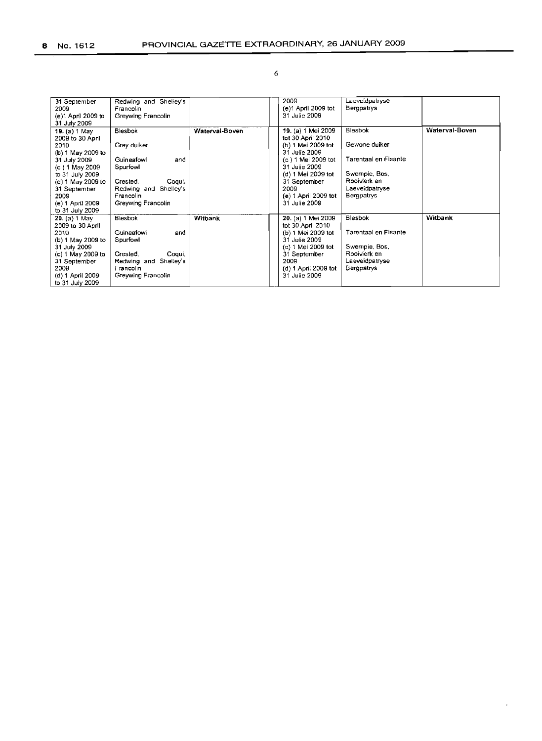| | | | | | | |
|---|---|---|---|---|---|---|
| 31 September 2009 (e)1 April 2009 to 31 July 2009 | Redwing and Shelley's Francolin Greywing Francolin | | | 2009 (e)1 April 2009 tot 31 Julie 2009 | Laeveldpatryse Bergpatrys | |
| **19.** (a) 1 May 2009 to 30 April 2010 (b) 1 May 2009 to 31 July 2009 (c ) 1 May 2009 to 31 July 2009 (d) 1 May 2009 to 31 September 2009 (e) 1 April 2009 to 31 July 2009 | Blesbok<br><br>Grey duiker<br><br>Guineafowl and Spurfowl<br><br>Crested, Coqui, Redwing and Shelley's Francolin Greywing Francolin | **Waterval-Boven** | | **19.** (a) 1 Mei 2009 tot 30 April 2010 (b) 1 Mei 2009 tot 31 Julie 2009 (c ) 1 Mei 2009 tot 31 Julie 2009 (d) 1 Mei 2009 tot 31 September 2009 (e) 1 April 2009 tot 31 Julie 2009 | Blesbok<br><br>Gewone duiker<br><br>Tarentaal en Fisante<br><br>Swempie, Bos, Rooivlerk en Laeveldpatryse Bergpatrys | **Waterval-Boven** |
| **20.** (a) 1 May 2009 to 30 April 2010 (b) 1 May 2009 to 31 July 2009 (c) 1 May 2009 to 31 September 2009 (d) 1 April 2009 to 31 July 2009 | Blesbok<br><br>Guineafowl and Spurfowl<br><br>Crested, Coqui, Redwing and Shelley's Francolin Greywing Francolin | **Witbank** | | **20.** (a) 1 Mei 2009 tot 30 April 2010 (b) 1 Mei 2009 tot 31 Julie 2009 (c) 1 Mei 2009 tot 31 September 2009 (d) 1 April 2009 tot 31 Julie 2009 | Blesbok<br><br>Tarentaal en Fisante<br><br>Swempie, Bos, Rooivlerk en Laeveldpatryse Bergpatrys | **Witbank** |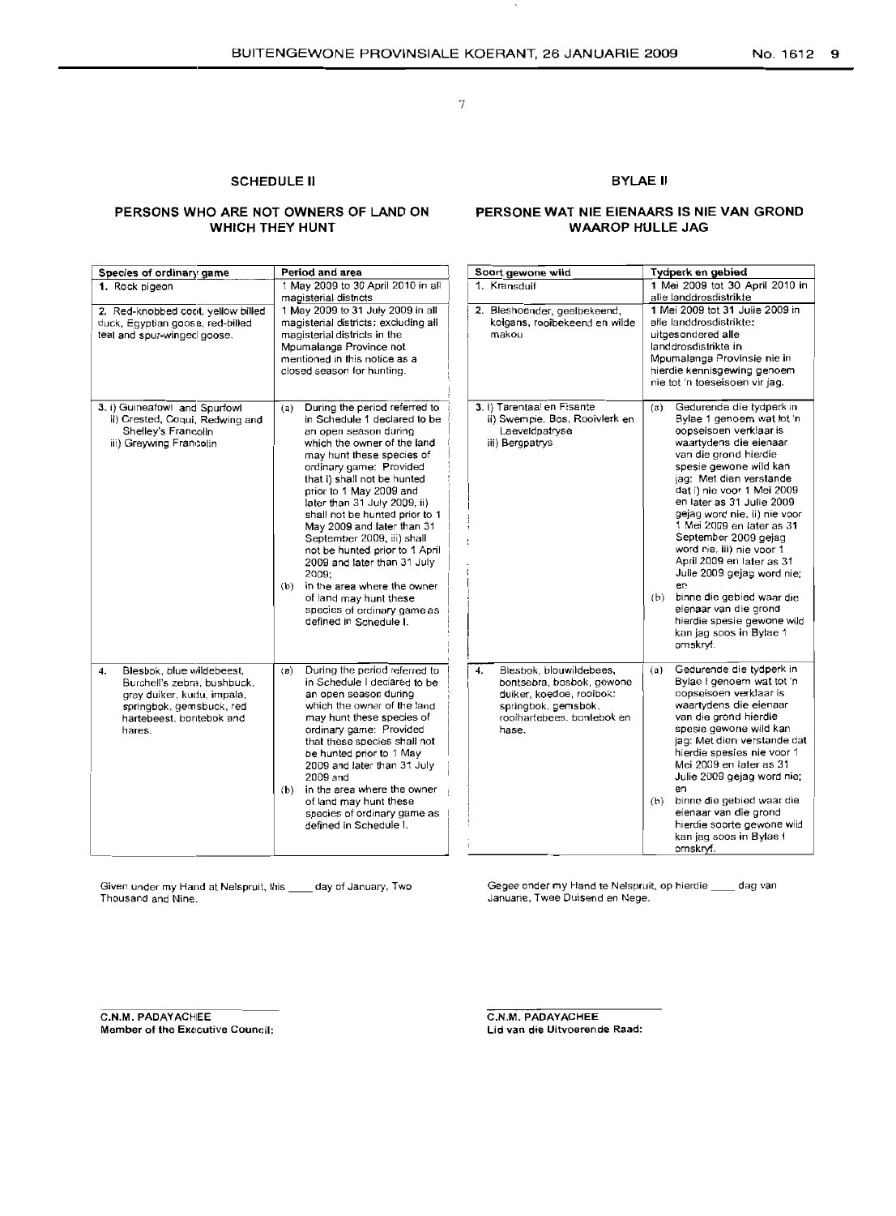## SCHEDULE II

### PERSONS WHO ARE NOT OWNERS OF LAND ON WHICH THEY HUNT

| Species of ordinary game | Period and area |
|---|---|
| 1. Rock pigeon | 1 May 2009 to 30 April 2010 in all magisterial districts |
| 2. Red-knobbed coot, yellow billed duck, Egyptian goose, red-billed teal and spur-winged goose. | 1 May 2009 to 31 July 2009 in all magisterial districts; excluding all magisterial districts in the Mpumalanga Province not mentioned in this notice as a closed season for hunting. |
| 3. i) Guineafowl and Spurfowl<br>ii) Crested, Coqui, Redwing and Shelley's Francolin<br>iii) Greywing Francolin | (a) During the period referred to in Schedule 1 declared to be an open season during which the owner of the land may hunt these species of ordinary game: Provided that i) shall not be hunted prior to 1 May 2009 and later than 31 July 2009, ii) shall not be hunted prior to 1 May 2009 and later than 31 September 2009, iii) shall not be hunted prior to 1 April 2009 and later than 31 July 2009;<br>(b) in the area where the owner of land may hunt these species of ordinary game as defined in Schedule I. |
| 4. Blesbok, blue wildebeest, Burchell's zebra, bushbuck, grey duiker, kudu, impala, springbok, gemsbuck, red hartebeest, bontebok and hares. | (a) During the period referred to in Schedule I declared to be an open season during which the owner of the land may hunt these species of ordinary game: Provided that these species shall not be hunted prior to 1 May 2009 and later than 31 July 2009 and<br>(b) in the area where the owner of land may hunt these species of ordinary game as defined in Schedule I. |

Given under my Hand at Nelspruit, this ____ day of January, Two Thousand and Nine.

**C.N.M. PADAYACHEE**
**Member of the Executive Council:**

## BYLAE II

### PERSONE WAT NIE EIENAARS IS NIE VAN GROND WAAROP HULLE JAG

| Soort gewone wild | Tydperk en gebied |
|---|---|
| 1. Kransduif | 1 Mei 2009 tot 30 April 2010 in alle landdrosdistrikte |
| 2. Bleshoender, geelbekeend, kolgans, rooibekeend en wilde makou | 1 Mei 2009 tot 31 Julie 2009 in alle landdrosdistrikte; uitgesonderd alle landdrosdistrikte in Mpumalanga Provinsie nie in hierdie kennisgewing genoem nie tot 'n toeseisoen vir jag. |
| 3. i) Tarentaal en Fisante<br>ii) Swempie, Bos, Rooivlerk en Laeveldpatryse<br>iii) Bergpatrys | (a) Gedurende die tydperk in Bylae 1 genoem wat tot 'n oopseisoen verklaar is waartydens die eienaar van die grond hierdie spesie gewone wild kan jag: Met dien verstande dat i) nie voor 1 Mei 2009 en later as 31 Julie 2009 gejag word nie, ii) nie voor 1 Mei 2009 en later as 31 September 2009 gejag word nie, iii) nie voor 1 April 2009 en later as 31 Julie 2009 gejag word nie; en<br>(b) binne die gebied waar die eienaar van die grond hierdie spesie gewone wild kan jag soos in Bylae 1 omskryf. |
| 4. Blesbok, blouwildebees, bontsebra, bosbok, gewone duiker, koedoe, rooibok; springbok, gemsbok, rooihartebees, bontebok en hase. | (a) Gedurende die tydperk in Bylae I genoem wat tot 'n oopseisoen verklaar is waartydens die eienaar van die grond hierdie spesie gewone wild kan jag: Met dien verstande dat hierdie spesies nie voor 1 Mei 2009 en later as 31 Julie 2009 gejag word nie; en<br>(b) binne die gebied waar die eienaar van die grond hierdie soorte gewone wild kan jag soos in Bylae I omskryf. |

Gegee onder my Hand te Nelspruit, op hierdie ____ dag van Januarie, Twee Duisend en Nege.

**C.N.M. PADAYACHEE**
**Lid van die Uitvoerende Raad:**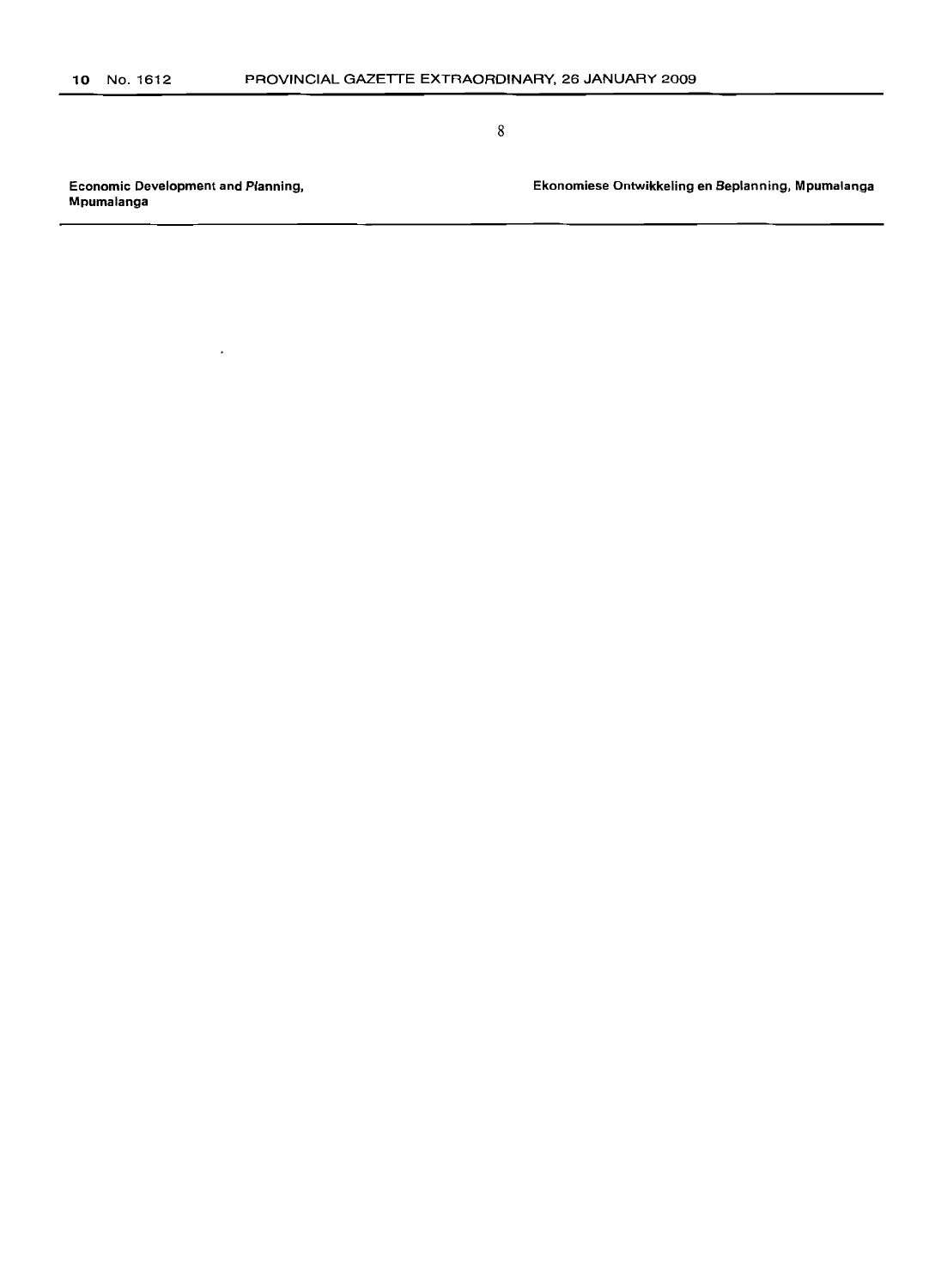Economic Development and Planning, Mpumalanga

Ekonomiese Ontwikkeling en Beplanning, Mpumalanga